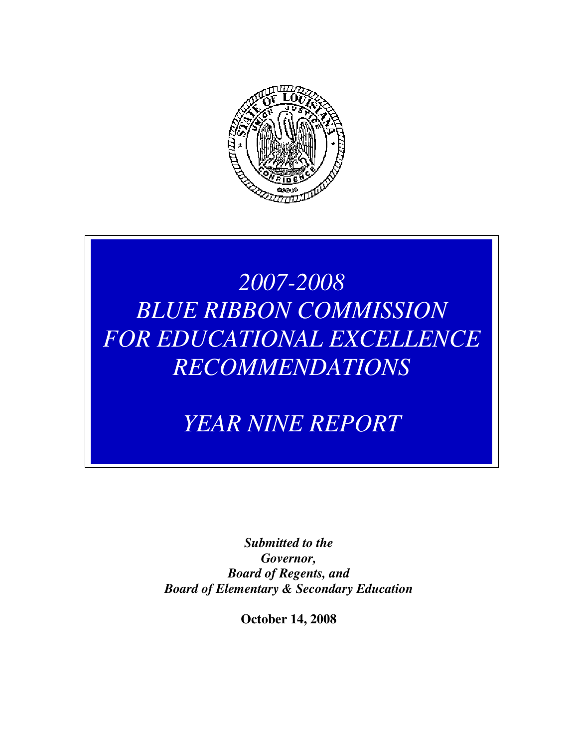# *2007-2008 BLUE RIBBON COMMISSION FOR EDUCATIONAL EXCELLENCE RECOMMENDATIONS*

## *YEAR NINE REPORT*

***Submitted to the***
***Governor,***
***Board of Regents, and***
***Board of Elementary & Secondary Education***

**October 14, 2008**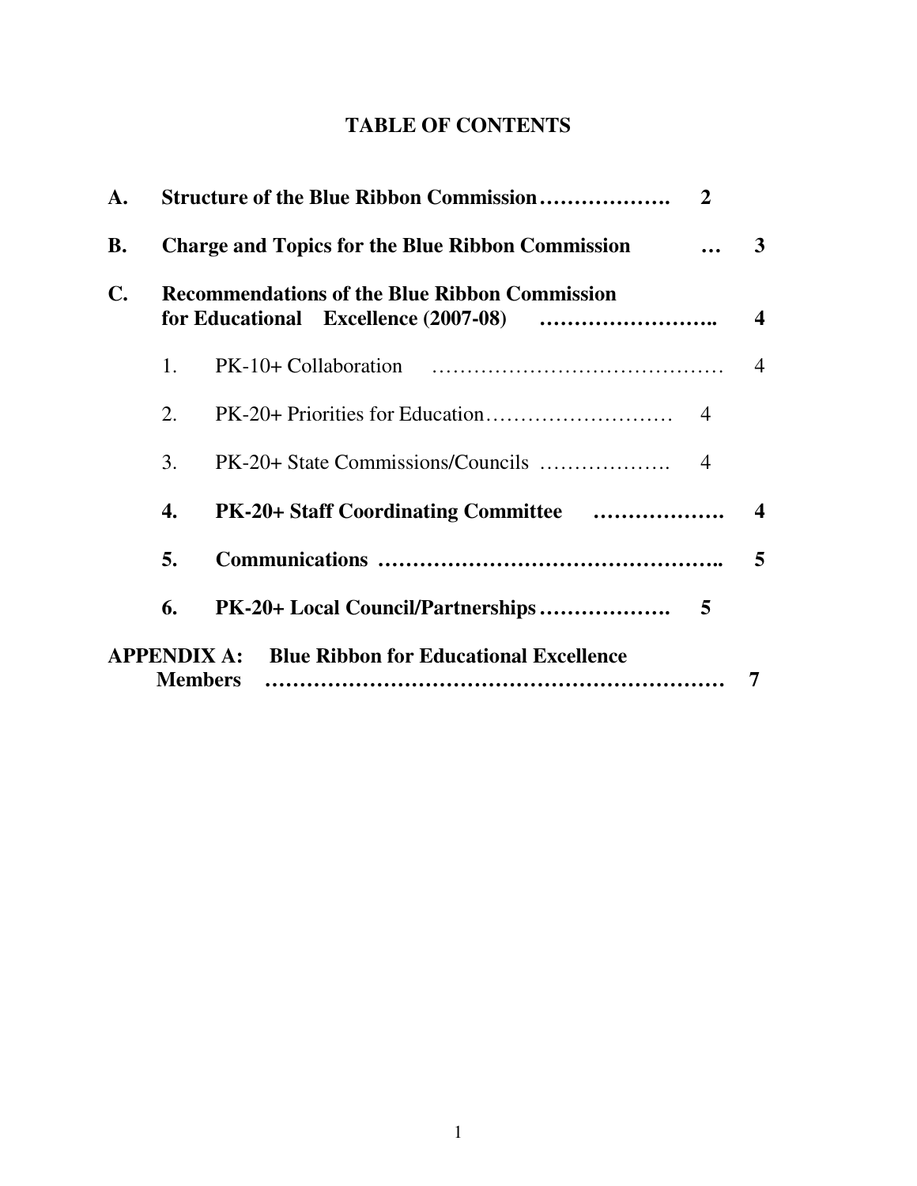# TABLE OF CONTENTS

**A. Structure of the Blue Ribbon Commission………………. 2**

**B. Charge and Topics for the Blue Ribbon Commission … 3**

**C. Recommendations of the Blue Ribbon Commission for Educational Excellence (2007-08) …………………….. 4**

1. PK-10+ Collaboration …………………………………… 4
2. PK-20+ Priorities for Education……………………… 4
3. PK-20+ State Commissions/Councils ………………. 4
4. **PK-20+ Staff Coordinating Committee ………………. 4**
5. **Communications …………………………………………….. 5**
6. **PK-20+ Local Council/Partnerships………………. 5**

**APPENDIX A: Blue Ribbon for Educational Excellence Members ……………………………………………………… 7**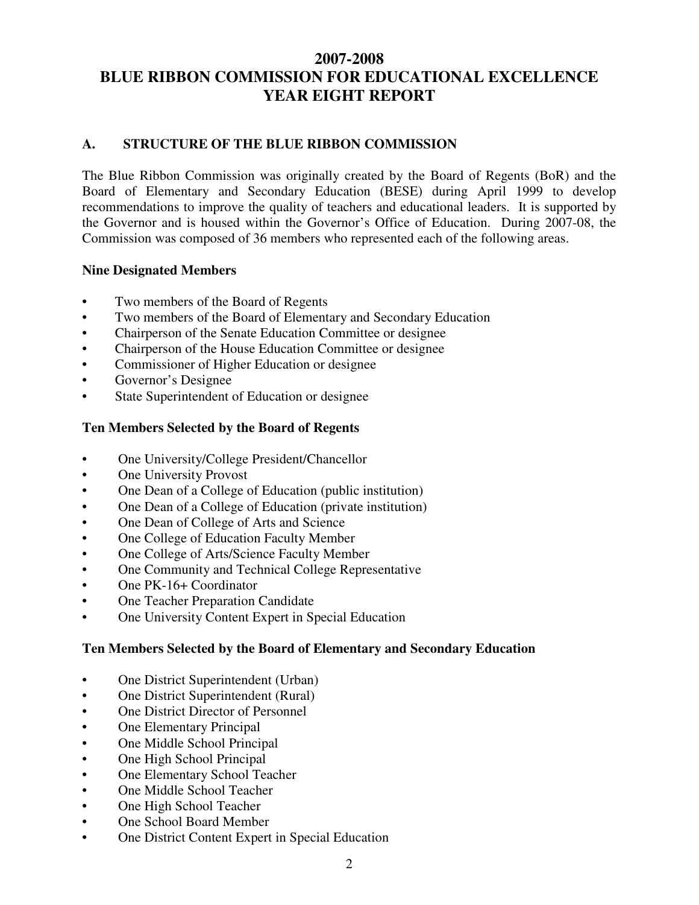# 2007-2008
# BLUE RIBBON COMMISSION FOR EDUCATIONAL EXCELLENCE
# YEAR EIGHT REPORT

## A. STRUCTURE OF THE BLUE RIBBON COMMISSION

The Blue Ribbon Commission was originally created by the Board of Regents (BoR) and the Board of Elementary and Secondary Education (BESE) during April 1999 to develop recommendations to improve the quality of teachers and educational leaders. It is supported by the Governor and is housed within the Governor's Office of Education. During 2007-08, the Commission was composed of 36 members who represented each of the following areas.

**Nine Designated Members**

- Two members of the Board of Regents
- Two members of the Board of Elementary and Secondary Education
- Chairperson of the Senate Education Committee or designee
- Chairperson of the House Education Committee or designee
- Commissioner of Higher Education or designee
- Governor's Designee
- State Superintendent of Education or designee

**Ten Members Selected by the Board of Regents**

- One University/College President/Chancellor
- One University Provost
- One Dean of a College of Education (public institution)
- One Dean of a College of Education (private institution)
- One Dean of College of Arts and Science
- One College of Education Faculty Member
- One College of Arts/Science Faculty Member
- One Community and Technical College Representative
- One PK-16+ Coordinator
- One Teacher Preparation Candidate
- One University Content Expert in Special Education

**Ten Members Selected by the Board of Elementary and Secondary Education**

- One District Superintendent (Urban)
- One District Superintendent (Rural)
- One District Director of Personnel
- One Elementary Principal
- One Middle School Principal
- One High School Principal
- One Elementary School Teacher
- One Middle School Teacher
- One High School Teacher
- One School Board Member
- One District Content Expert in Special Education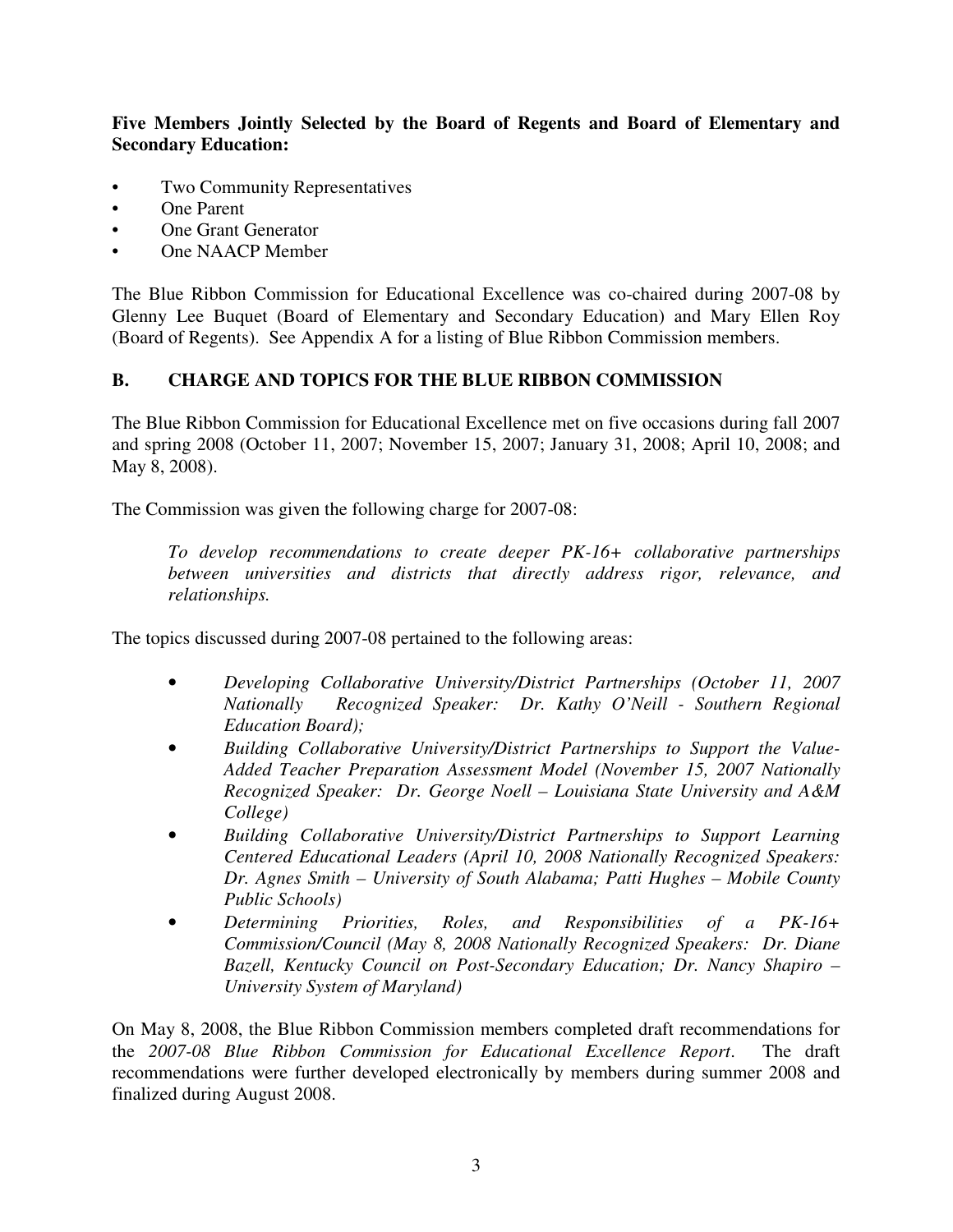**Five Members Jointly Selected by the Board of Regents and Board of Elementary and Secondary Education:**

- Two Community Representatives
- One Parent
- One Grant Generator
- One NAACP Member

The Blue Ribbon Commission for Educational Excellence was co-chaired during 2007-08 by Glenny Lee Buquet (Board of Elementary and Secondary Education) and Mary Ellen Roy (Board of Regents). See Appendix A for a listing of Blue Ribbon Commission members.

## B. CHARGE AND TOPICS FOR THE BLUE RIBBON COMMISSION

The Blue Ribbon Commission for Educational Excellence met on five occasions during fall 2007 and spring 2008 (October 11, 2007; November 15, 2007; January 31, 2008; April 10, 2008; and May 8, 2008).

The Commission was given the following charge for 2007-08:

> *To develop recommendations to create deeper PK-16+ collaborative partnerships between universities and districts that directly address rigor, relevance, and relationships.*

The topics discussed during 2007-08 pertained to the following areas:

- *Developing Collaborative University/District Partnerships (October 11, 2007 Nationally Recognized Speaker: Dr. Kathy O'Neill - Southern Regional Education Board);*
- *Building Collaborative University/District Partnerships to Support the Value-Added Teacher Preparation Assessment Model (November 15, 2007 Nationally Recognized Speaker: Dr. George Noell – Louisiana State University and A&M College)*
- *Building Collaborative University/District Partnerships to Support Learning Centered Educational Leaders (April 10, 2008 Nationally Recognized Speakers: Dr. Agnes Smith – University of South Alabama; Patti Hughes – Mobile County Public Schools)*
- *Determining Priorities, Roles, and Responsibilities of a PK-16+ Commission/Council (May 8, 2008 Nationally Recognized Speakers: Dr. Diane Bazell, Kentucky Council on Post-Secondary Education; Dr. Nancy Shapiro – University System of Maryland)*

On May 8, 2008, the Blue Ribbon Commission members completed draft recommendations for the *2007-08 Blue Ribbon Commission for Educational Excellence Report*. The draft recommendations were further developed electronically by members during summer 2008 and finalized during August 2008.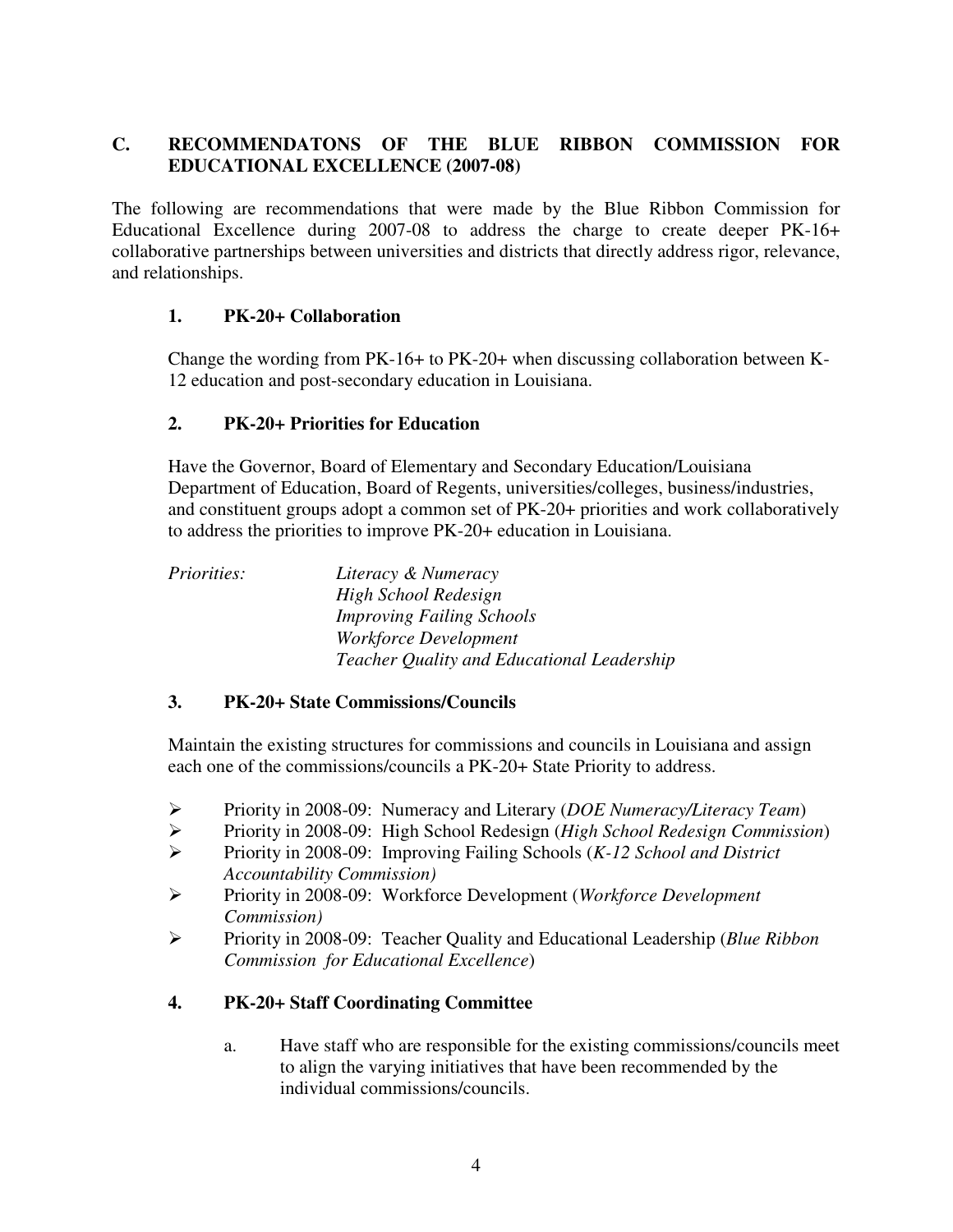## C. RECOMMENDATONS OF THE BLUE RIBBON COMMISSION FOR EDUCATIONAL EXCELLENCE (2007-08)

The following are recommendations that were made by the Blue Ribbon Commission for Educational Excellence during 2007-08 to address the charge to create deeper PK-16+ collaborative partnerships between universities and districts that directly address rigor, relevance, and relationships.

### 1. PK-20+ Collaboration

Change the wording from PK-16+ to PK-20+ when discussing collaboration between K-12 education and post-secondary education in Louisiana.

### 2. PK-20+ Priorities for Education

Have the Governor, Board of Elementary and Secondary Education/Louisiana Department of Education, Board of Regents, universities/colleges, business/industries, and constituent groups adopt a common set of PK-20+ priorities and work collaboratively to address the priorities to improve PK-20+ education in Louisiana.

*Priorities:*
*Literacy & Numeracy*
*High School Redesign*
*Improving Failing Schools*
*Workforce Development*
*Teacher Quality and Educational Leadership*

### 3. PK-20+ State Commissions/Councils

Maintain the existing structures for commissions and councils in Louisiana and assign each one of the commissions/councils a PK-20+ State Priority to address.

- Priority in 2008-09: Numeracy and Literary (*DOE Numeracy/Literacy Team*)
- Priority in 2008-09: High School Redesign (*High School Redesign Commission*)
- Priority in 2008-09: Improving Failing Schools (*K-12 School and District Accountability Commission)*
- Priority in 2008-09: Workforce Development (*Workforce Development Commission)*
- Priority in 2008-09: Teacher Quality and Educational Leadership (*Blue Ribbon Commission for Educational Excellence*)

### 4. PK-20+ Staff Coordinating Committee

a. Have staff who are responsible for the existing commissions/councils meet to align the varying initiatives that have been recommended by the individual commissions/councils.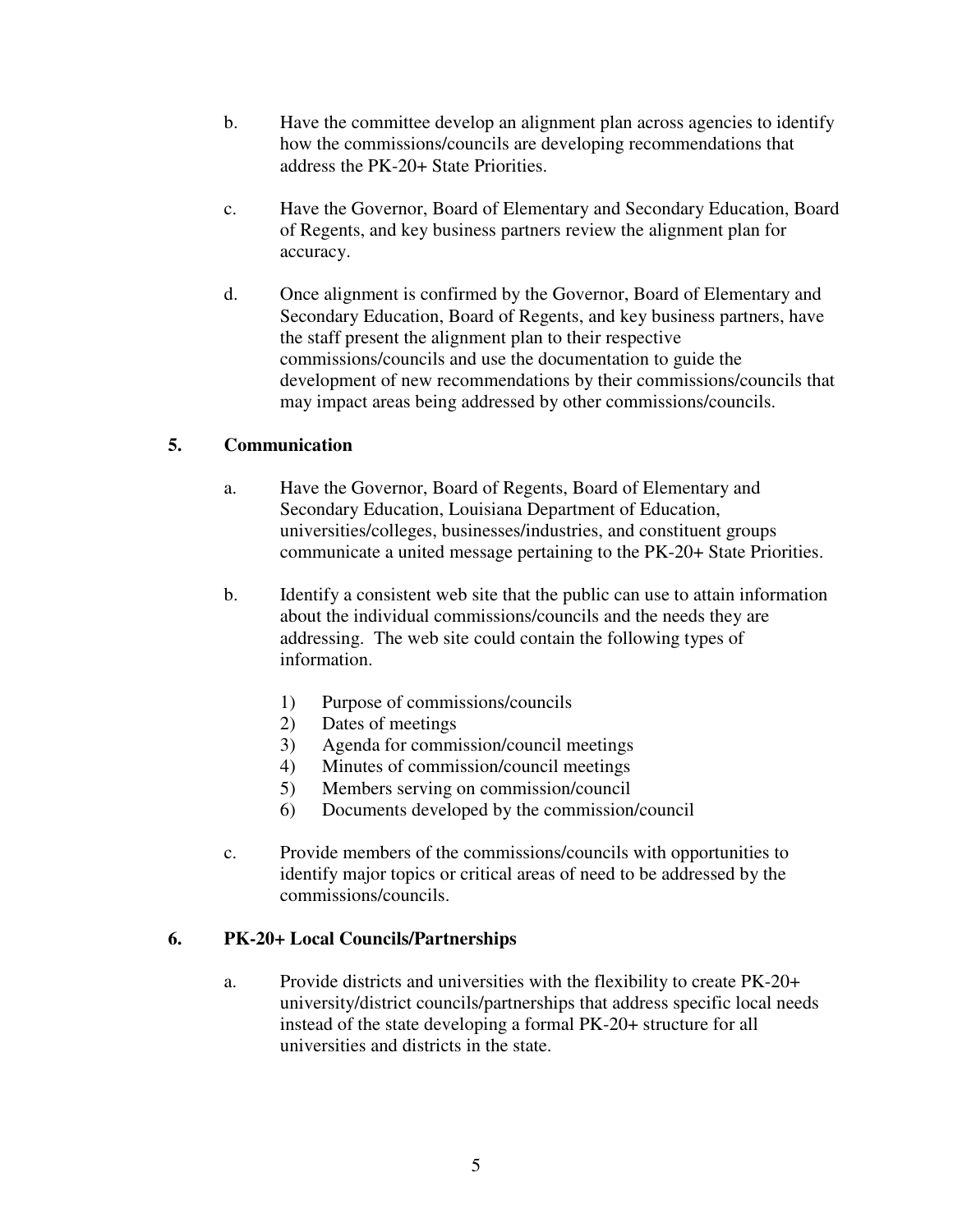b. Have the committee develop an alignment plan across agencies to identify how the commissions/councils are developing recommendations that address the PK-20+ State Priorities.

c. Have the Governor, Board of Elementary and Secondary Education, Board of Regents, and key business partners review the alignment plan for accuracy.

d. Once alignment is confirmed by the Governor, Board of Elementary and Secondary Education, Board of Regents, and key business partners, have the staff present the alignment plan to their respective commissions/councils and use the documentation to guide the development of new recommendations by their commissions/councils that may impact areas being addressed by other commissions/councils.

**5. Communication**

a. Have the Governor, Board of Regents, Board of Elementary and Secondary Education, Louisiana Department of Education, universities/colleges, businesses/industries, and constituent groups communicate a united message pertaining to the PK-20+ State Priorities.

b. Identify a consistent web site that the public can use to attain information about the individual commissions/councils and the needs they are addressing. The web site could contain the following types of information.

1) Purpose of commissions/councils
2) Dates of meetings
3) Agenda for commission/council meetings
4) Minutes of commission/council meetings
5) Members serving on commission/council
6) Documents developed by the commission/council

c. Provide members of the commissions/councils with opportunities to identify major topics or critical areas of need to be addressed by the commissions/councils.

**6. PK-20+ Local Councils/Partnerships**

a. Provide districts and universities with the flexibility to create PK-20+ university/district councils/partnerships that address specific local needs instead of the state developing a formal PK-20+ structure for all universities and districts in the state.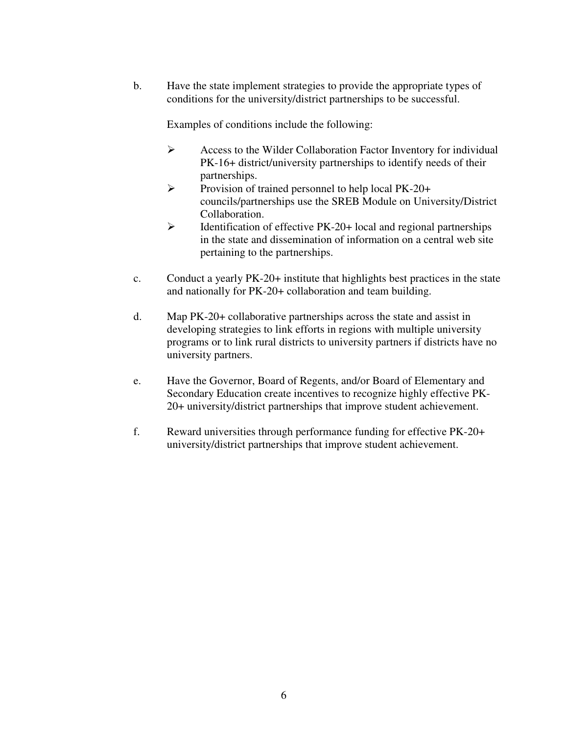b. Have the state implement strategies to provide the appropriate types of conditions for the university/district partnerships to be successful.

   Examples of conditions include the following:

   - Access to the Wilder Collaboration Factor Inventory for individual PK-16+ district/university partnerships to identify needs of their partnerships.
   - Provision of trained personnel to help local PK-20+ councils/partnerships use the SREB Module on University/District Collaboration.
   - Identification of effective PK-20+ local and regional partnerships in the state and dissemination of information on a central web site pertaining to the partnerships.

c. Conduct a yearly PK-20+ institute that highlights best practices in the state and nationally for PK-20+ collaboration and team building.

d. Map PK-20+ collaborative partnerships across the state and assist in developing strategies to link efforts in regions with multiple university programs or to link rural districts to university partners if districts have no university partners.

e. Have the Governor, Board of Regents, and/or Board of Elementary and Secondary Education create incentives to recognize highly effective PK-20+ university/district partnerships that improve student achievement.

f. Reward universities through performance funding for effective PK-20+ university/district partnerships that improve student achievement.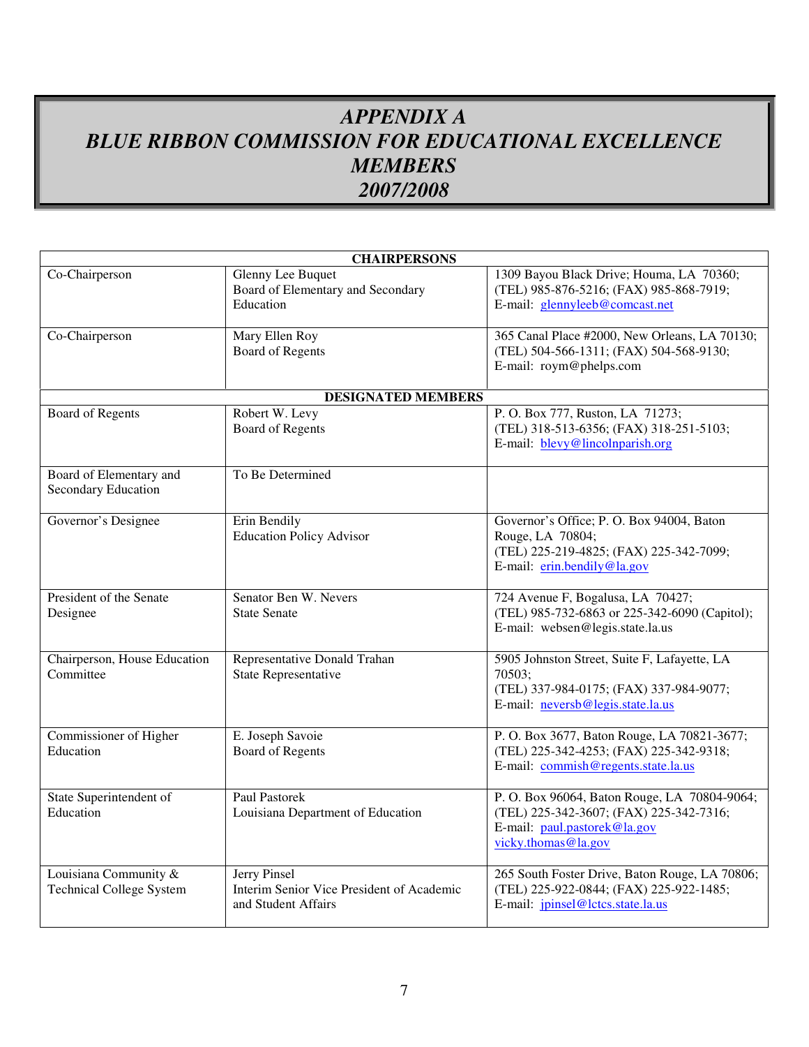# *APPENDIX A*
# *BLUE RIBBON COMMISSION FOR EDUCATIONAL EXCELLENCE MEMBERS*
# *2007/2008*

| **CHAIRPERSONS** | | |
|---|---|---|
| Co-Chairperson | Glenny Lee Buquet<br>Board of Elementary and Secondary Education | 1309 Bayou Black Drive; Houma, LA 70360;<br>(TEL) 985-876-5216; (FAX) 985-868-7919;<br>E-mail: glennyleeb@comcast.net |
| Co-Chairperson | Mary Ellen Roy<br>Board of Regents | 365 Canal Place #2000, New Orleans, LA 70130;<br>(TEL) 504-566-1311; (FAX) 504-568-9130;<br>E-mail: roym@phelps.com |
| **DESIGNATED MEMBERS** | | |
| Board of Regents | Robert W. Levy<br>Board of Regents | P. O. Box 777, Ruston, LA 71273;<br>(TEL) 318-513-6356; (FAX) 318-251-5103;<br>E-mail: blevy@lincolnparish.org |
| Board of Elementary and Secondary Education | To Be Determined | |
| Governor's Designee | Erin Bendily<br>Education Policy Advisor | Governor's Office; P. O. Box 94004, Baton Rouge, LA 70804;<br>(TEL) 225-219-4825; (FAX) 225-342-7099;<br>E-mail: erin.bendily@la.gov |
| President of the Senate Designee | Senator Ben W. Nevers<br>State Senate | 724 Avenue F, Bogalusa, LA 70427;<br>(TEL) 985-732-6863 or 225-342-6090 (Capitol);<br>E-mail: websen@legis.state.la.us |
| Chairperson, House Education Committee | Representative Donald Trahan<br>State Representative | 5905 Johnston Street, Suite F, Lafayette, LA 70503;<br>(TEL) 337-984-0175; (FAX) 337-984-9077;<br>E-mail: neversb@legis.state.la.us |
| Commissioner of Higher Education | E. Joseph Savoie<br>Board of Regents | P. O. Box 3677, Baton Rouge, LA 70821-3677;<br>(TEL) 225-342-4253; (FAX) 225-342-9318;<br>E-mail: commish@regents.state.la.us |
| State Superintendent of Education | Paul Pastorek<br>Louisiana Department of Education | P. O. Box 96064, Baton Rouge, LA 70804-9064;<br>(TEL) 225-342-3607; (FAX) 225-342-7316;<br>E-mail: paul.pastorek@la.gov<br>vicky.thomas@la.gov |
| Louisiana Community & Technical College System | Jerry Pinsel<br>Interim Senior Vice President of Academic and Student Affairs | 265 South Foster Drive, Baton Rouge, LA 70806;<br>(TEL) 225-922-0844; (FAX) 225-922-1485;<br>E-mail: jpinsel@lctcs.state.la.us |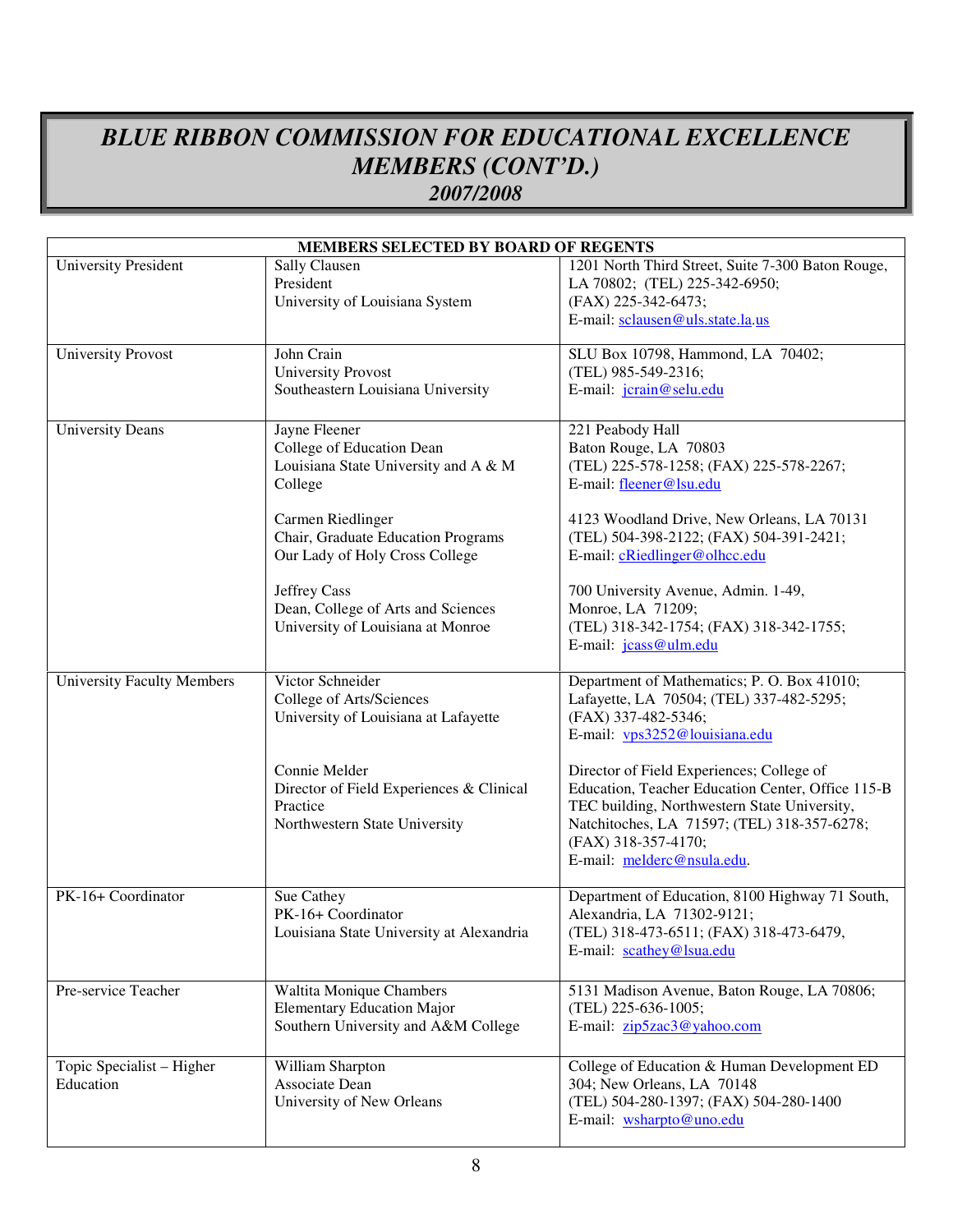# *BLUE RIBBON COMMISSION FOR EDUCATIONAL EXCELLENCE MEMBERS (CONT'D.)*

## *2007/2008*

| MEMBERS SELECTED BY BOARD OF REGENTS | | |
|---|---|---|
| University President | Sally Clausen<br>President<br>University of Louisiana System | 1201 North Third Street, Suite 7-300 Baton Rouge, LA 70802; (TEL) 225-342-6950;<br>(FAX) 225-342-6473;<br>E-mail: sclausen@uls.state.la.us |
| University Provost | John Crain<br>University Provost<br>Southeastern Louisiana University | SLU Box 10798, Hammond, LA 70402;<br>(TEL) 985-549-2316;<br>E-mail: jcrain@selu.edu |
| University Deans | Jayne Fleener<br>College of Education Dean<br>Louisiana State University and A & M College<br><br>Carmen Riedlinger<br>Chair, Graduate Education Programs<br>Our Lady of Holy Cross College<br><br>Jeffrey Cass<br>Dean, College of Arts and Sciences<br>University of Louisiana at Monroe | 221 Peabody Hall<br>Baton Rouge, LA 70803<br>(TEL) 225-578-1258; (FAX) 225-578-2267;<br>E-mail: fleener@lsu.edu<br><br>4123 Woodland Drive, New Orleans, LA 70131<br>(TEL) 504-398-2122; (FAX) 504-391-2421;<br>E-mail: cRiedlinger@olhcc.edu<br><br>700 University Avenue, Admin. 1-49,<br>Monroe, LA 71209;<br>(TEL) 318-342-1754; (FAX) 318-342-1755;<br>E-mail: jcass@ulm.edu |
| University Faculty Members | Victor Schneider<br>College of Arts/Sciences<br>University of Louisiana at Lafayette<br><br>Connie Melder<br>Director of Field Experiences & Clinical Practice<br>Northwestern State University | Department of Mathematics; P. O. Box 41010; Lafayette, LA 70504; (TEL) 337-482-5295;<br>(FAX) 337-482-5346;<br>E-mail: vps3252@louisiana.edu<br><br>Director of Field Experiences; College of Education, Teacher Education Center, Office 115-B TEC building, Northwestern State University, Natchitoches, LA 71597; (TEL) 318-357-6278;<br>(FAX) 318-357-4170;<br>E-mail: melderc@nsula.edu. |
| PK-16+ Coordinator | Sue Cathey<br>PK-16+ Coordinator<br>Louisiana State University at Alexandria | Department of Education, 8100 Highway 71 South, Alexandria, LA 71302-9121;<br>(TEL) 318-473-6511; (FAX) 318-473-6479,<br>E-mail: scathey@lsua.edu |
| Pre-service Teacher | Waltita Monique Chambers<br>Elementary Education Major<br>Southern University and A&M College | 5131 Madison Avenue, Baton Rouge, LA 70806;<br>(TEL) 225-636-1005;<br>E-mail: zip5zac3@yahoo.com |
| Topic Specialist – Higher Education | William Sharpton<br>Associate Dean<br>University of New Orleans | College of Education & Human Development ED 304; New Orleans, LA 70148<br>(TEL) 504-280-1397; (FAX) 504-280-1400<br>E-mail: wsharpto@uno.edu |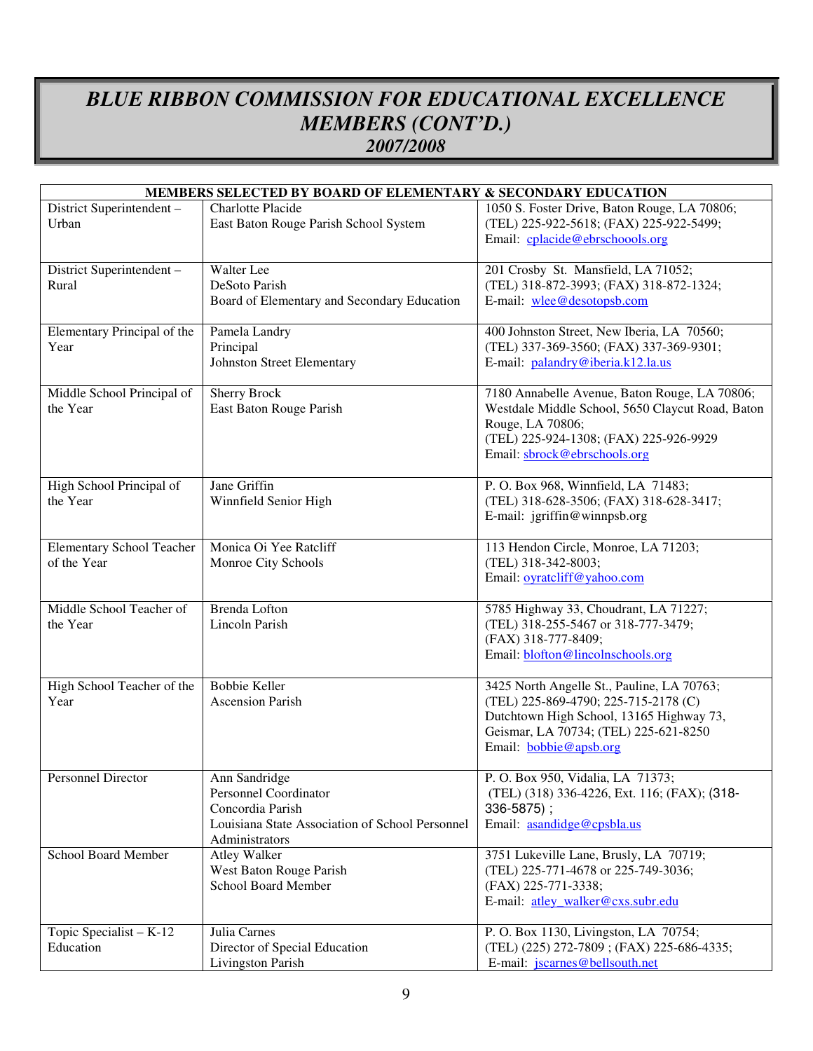# *BLUE RIBBON COMMISSION FOR EDUCATIONAL EXCELLENCE MEMBERS (CONT'D.)*
## *2007/2008*

| MEMBERS SELECTED BY BOARD OF ELEMENTARY & SECONDARY EDUCATION | | |
|---|---|---|
| District Superintendent – Urban | Charlotte Placide<br>East Baton Rouge Parish School System | 1050 S. Foster Drive, Baton Rouge, LA 70806;<br>(TEL) 225-922-5618; (FAX) 225-922-5499;<br>Email: cplacide@ebrschoools.org |
| District Superintendent – Rural | Walter Lee<br>DeSoto Parish<br>Board of Elementary and Secondary Education | 201 Crosby St. Mansfield, LA 71052;<br>(TEL) 318-872-3993; (FAX) 318-872-1324;<br>E-mail: wlee@desotopsb.com |
| Elementary Principal of the Year | Pamela Landry<br>Principal<br>Johnston Street Elementary | 400 Johnston Street, New Iberia, LA 70560;<br>(TEL) 337-369-3560; (FAX) 337-369-9301;<br>E-mail: palandry@iberia.k12.la.us |
| Middle School Principal of the Year | Sherry Brock<br>East Baton Rouge Parish | 7180 Annabelle Avenue, Baton Rouge, LA 70806;<br>Westdale Middle School, 5650 Claycut Road, Baton Rouge, LA 70806;<br>(TEL) 225-924-1308; (FAX) 225-926-9929<br>Email: sbrock@ebrschools.org |
| High School Principal of the Year | Jane Griffin<br>Winnfield Senior High | P. O. Box 968, Winnfield, LA 71483;<br>(TEL) 318-628-3506; (FAX) 318-628-3417;<br>E-mail: jgriffin@winnpsb.org |
| Elementary School Teacher of the Year | Monica Oi Yee Ratcliff<br>Monroe City Schools | 113 Hendon Circle, Monroe, LA 71203;<br>(TEL) 318-342-8003;<br>Email: oyratcliff@yahoo.com |
| Middle School Teacher of the Year | Brenda Lofton<br>Lincoln Parish | 5785 Highway 33, Choudrant, LA 71227;<br>(TEL) 318-255-5467 or 318-777-3479;<br>(FAX) 318-777-8409;<br>Email: blofton@lincolnschools.org |
| High School Teacher of the Year | Bobbie Keller<br>Ascension Parish | 3425 North Angelle St., Pauline, LA 70763;<br>(TEL) 225-869-4790; 225-715-2178 (C)<br>Dutchtown High School, 13165 Highway 73, Geismar, LA 70734; (TEL) 225-621-8250<br>Email: bobbie@apsb.org |
| Personnel Director | Ann Sandridge<br>Personnel Coordinator<br>Concordia Parish<br>Louisiana State Association of School Personnel Administrators | P. O. Box 950, Vidalia, LA 71373;<br>(TEL) (318) 336-4226, Ext. 116; (FAX); (318-336-5875) ;<br>Email: asandidge@cpsbla.us |
| School Board Member | Atley Walker<br>West Baton Rouge Parish<br>School Board Member | 3751 Lukeville Lane, Brusly, LA 70719;<br>(TEL) 225-771-4678 or 225-749-3036;<br>(FAX) 225-771-3338;<br>E-mail: atley_walker@cxs.subr.edu |
| Topic Specialist – K-12 Education | Julia Carnes<br>Director of Special Education<br>Livingston Parish | P. O. Box 1130, Livingston, LA 70754;<br>(TEL) (225) 272-7809 ; (FAX) 225-686-4335;<br>E-mail: jscarnes@bellsouth.net |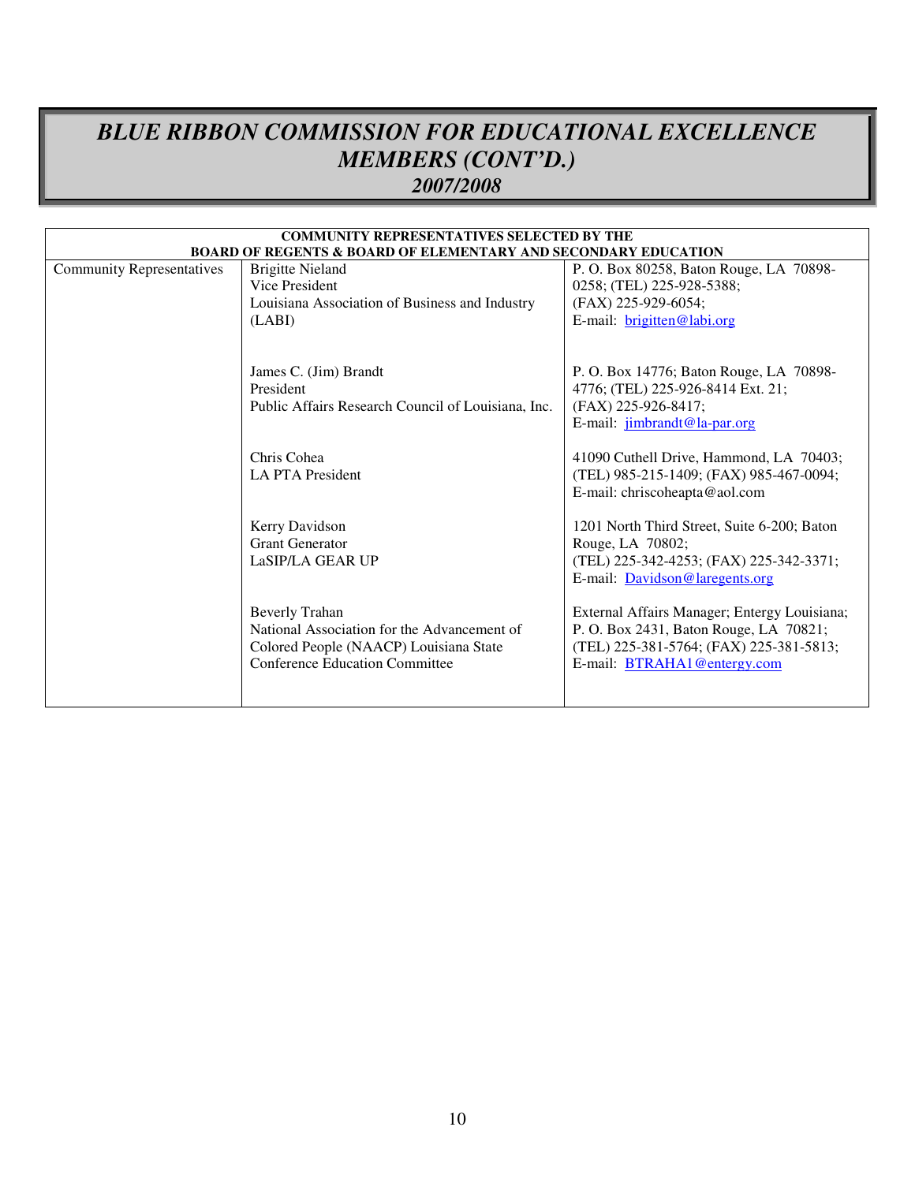# *BLUE RIBBON COMMISSION FOR EDUCATIONAL EXCELLENCE MEMBERS (CONT'D.)*
## *2007/2008*

| **COMMUNITY REPRESENTATIVES SELECTED BY THE BOARD OF REGENTS & BOARD OF ELEMENTARY AND SECONDARY EDUCATION** | | |
|---|---|---|
| Community Representatives | Brigitte Nieland<br>Vice President<br>Louisiana Association of Business and Industry (LABI) | P. O. Box 80258, Baton Rouge, LA 70898-0258; (TEL) 225-928-5388;<br>(FAX) 225-929-6054;<br>E-mail: brigitten@labi.org |
| | James C. (Jim) Brandt<br>President<br>Public Affairs Research Council of Louisiana, Inc. | P. O. Box 14776; Baton Rouge, LA 70898-4776; (TEL) 225-926-8414 Ext. 21;<br>(FAX) 225-926-8417;<br>E-mail: jimbrandt@la-par.org |
| | Chris Cohea<br>LA PTA President | 41090 Cuthell Drive, Hammond, LA 70403;<br>(TEL) 985-215-1409; (FAX) 985-467-0094;<br>E-mail: chriscoheapta@aol.com |
| | Kerry Davidson<br>Grant Generator<br>LaSIP/LA GEAR UP | 1201 North Third Street, Suite 6-200; Baton Rouge, LA 70802;<br>(TEL) 225-342-4253; (FAX) 225-342-3371;<br>E-mail: Davidson@laregents.org |
| | Beverly Trahan<br>National Association for the Advancement of Colored People (NAACP) Louisiana State Conference Education Committee | External Affairs Manager; Entergy Louisiana;<br>P. O. Box 2431, Baton Rouge, LA 70821;<br>(TEL) 225-381-5764; (FAX) 225-381-5813;<br>E-mail: BTRAHA1@entergy.com |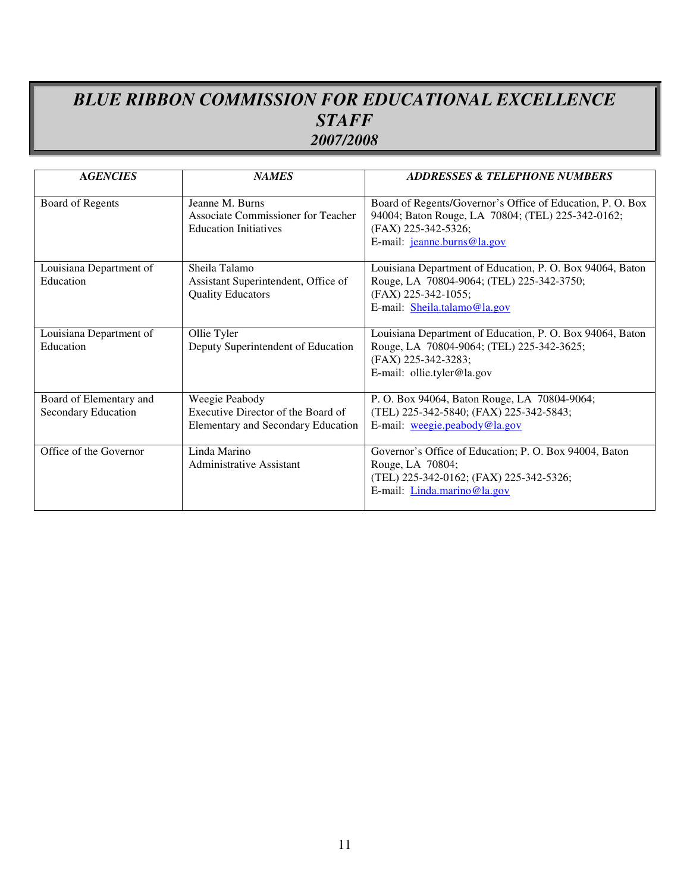# *BLUE RIBBON COMMISSION FOR EDUCATIONAL EXCELLENCE STAFF*
## *2007/2008*

| *AGENCIES* | *NAMES* | *ADDRESSES & TELEPHONE NUMBERS* |
|---|---|---|
| Board of Regents | Jeanne M. Burns<br>Associate Commissioner for Teacher Education Initiatives | Board of Regents/Governor's Office of Education, P. O. Box 94004; Baton Rouge, LA 70804; (TEL) 225-342-0162; (FAX) 225-342-5326;<br>E-mail: jeanne.burns@la.gov |
| Louisiana Department of Education | Sheila Talamo<br>Assistant Superintendent, Office of Quality Educators | Louisiana Department of Education, P. O. Box 94064, Baton Rouge, LA 70804-9064; (TEL) 225-342-3750;<br>(FAX) 225-342-1055;<br>E-mail: Sheila.talamo@la.gov |
| Louisiana Department of Education | Ollie Tyler<br>Deputy Superintendent of Education | Louisiana Department of Education, P. O. Box 94064, Baton Rouge, LA 70804-9064; (TEL) 225-342-3625;<br>(FAX) 225-342-3283;<br>E-mail: ollie.tyler@la.gov |
| Board of Elementary and Secondary Education | Weegie Peabody<br>Executive Director of the Board of Elementary and Secondary Education | P. O. Box 94064, Baton Rouge, LA 70804-9064;<br>(TEL) 225-342-5840; (FAX) 225-342-5843;<br>E-mail: weegie.peabody@la.gov |
| Office of the Governor | Linda Marino<br>Administrative Assistant | Governor's Office of Education; P. O. Box 94004, Baton Rouge, LA 70804;<br>(TEL) 225-342-0162; (FAX) 225-342-5326;<br>E-mail: Linda.marino@la.gov |